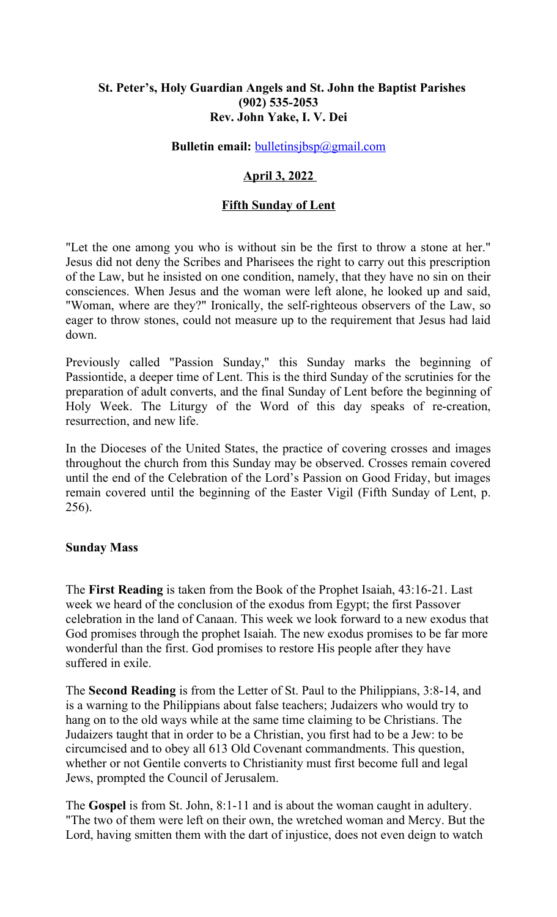**St. Peter's, Holy Guardian Angels and St. John the Baptist Parishes**
**(902) 535-2053**
**Rev. John Yake, I. V. Dei**

**Bulletin email:** bulletinsjbsp@gmail.com

**April 3, 2022**

**Fifth Sunday of Lent**

"Let the one among you who is without sin be the first to throw a stone at her." Jesus did not deny the Scribes and Pharisees the right to carry out this prescription of the Law, but he insisted on one condition, namely, that they have no sin on their consciences. When Jesus and the woman were left alone, he looked up and said, "Woman, where are they?" Ironically, the self-righteous observers of the Law, so eager to throw stones, could not measure up to the requirement that Jesus had laid down.

Previously called "Passion Sunday," this Sunday marks the beginning of Passiontide, a deeper time of Lent. This is the third Sunday of the scrutinies for the preparation of adult converts, and the final Sunday of Lent before the beginning of Holy Week. The Liturgy of the Word of this day speaks of re-creation, resurrection, and new life.

In the Dioceses of the United States, the practice of covering crosses and images throughout the church from this Sunday may be observed. Crosses remain covered until the end of the Celebration of the Lord's Passion on Good Friday, but images remain covered until the beginning of the Easter Vigil (Fifth Sunday of Lent, p. 256).

**Sunday Mass**

The **First Reading** is taken from the Book of the Prophet Isaiah, 43:16-21. Last week we heard of the conclusion of the exodus from Egypt; the first Passover celebration in the land of Canaan. This week we look forward to a new exodus that God promises through the prophet Isaiah. The new exodus promises to be far more wonderful than the first. God promises to restore His people after they have suffered in exile.

The **Second Reading** is from the Letter of St. Paul to the Philippians, 3:8-14, and is a warning to the Philippians about false teachers; Judaizers who would try to hang on to the old ways while at the same time claiming to be Christians. The Judaizers taught that in order to be a Christian, you first had to be a Jew: to be circumcised and to obey all 613 Old Covenant commandments. This question, whether or not Gentile converts to Christianity must first become full and legal Jews, prompted the Council of Jerusalem.

The **Gospel** is from St. John, 8:1-11 and is about the woman caught in adultery. "The two of them were left on their own, the wretched woman and Mercy. But the Lord, having smitten them with the dart of injustice, does not even deign to watch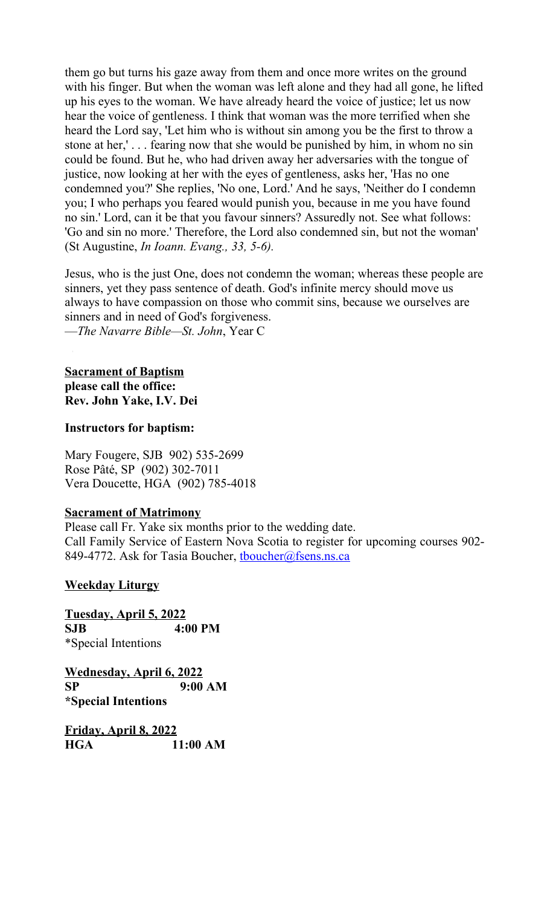them go but turns his gaze away from them and once more writes on the ground with his finger. But when the woman was left alone and they had all gone, he lifted up his eyes to the woman. We have already heard the voice of justice; let us now hear the voice of gentleness. I think that woman was the more terrified when she heard the Lord say, 'Let him who is without sin among you be the first to throw a stone at her,' . . . fearing now that she would be punished by him, in whom no sin could be found. But he, who had driven away her adversaries with the tongue of justice, now looking at her with the eyes of gentleness, asks her, 'Has no one condemned you?' She replies, 'No one, Lord.' And he says, 'Neither do I condemn you; I who perhaps you feared would punish you, because in me you have found no sin.' Lord, can it be that you favour sinners? Assuredly not. See what follows: 'Go and sin no more.' Therefore, the Lord also condemned sin, but not the woman' (St Augustine, *In Ioann. Evang., 33, 5-6).*

Jesus, who is the just One, does not condemn the woman; whereas these people are sinners, yet they pass sentence of death. God's infinite mercy should move us always to have compassion on those who commit sins, because we ourselves are sinners and in need of God's forgiveness.
—*The Navarre Bible—St. John*, Year C

**Sacrament of Baptism**
**please call the office:**
**Rev. John Yake, I.V. Dei**

**Instructors for baptism:**

Mary Fougere, SJB 902) 535-2699
Rose Pâté, SP (902) 302-7011
Vera Doucette, HGA (902) 785-4018

**Sacrament of Matrimony**

Please call Fr. Yake six months prior to the wedding date.
Call Family Service of Eastern Nova Scotia to register for upcoming courses 902-849-4772. Ask for Tasia Boucher, tboucher@fsens.ns.ca

**Weekday Liturgy**

**Tuesday, April 5, 2022**
**SJB 4:00 PM**
*Special Intentions

**Wednesday, April 6, 2022**
**SP 9:00 AM**
**\*Special Intentions**

**Friday, April 8, 2022**
**HGA 11:00 AM**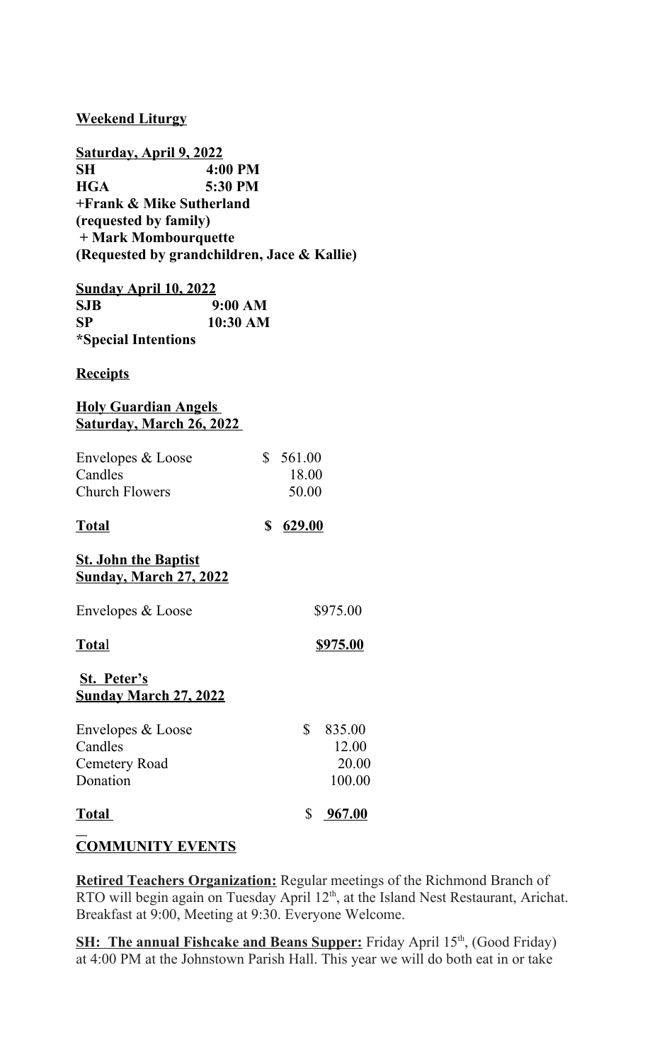**Weekend Liturgy**

**Saturday, April 9, 2022**

**SH 4:00 PM**
**HGA 5:30 PM**
**+Frank & Mike Sutherland**
**(requested by family)**
**+ Mark Mombourquette**
**(Requested by grandchildren, Jace & Kallie)**

**Sunday April 10, 2022**

**SJB 9:00 AM**
**SP 10:30 AM**
***Special Intentions**

**Receipts**

**Holy Guardian Angels**
**Saturday, March 26, 2022**

| | |
|---|---|
| Envelopes & Loose | $ 561.00 |
| Candles | 18.00 |
| Church Flowers | 50.00 |
| **Total** | **$ 629.00** |

**St. John the Baptist**
**Sunday, March 27, 2022**

| | |
|---|---|
| Envelopes & Loose | $975.00 |
| **Total** | **$975.00** |

**St. Peter's**
**Sunday March 27, 2022**

| | |
|---|---|
| Envelopes & Loose | $ 835.00 |
| Candles | 12.00 |
| Cemetery Road | 20.00 |
| Donation | 100.00 |
| **Total** | **$ 967.00** |

**COMMUNITY EVENTS**

**Retired Teachers Organization:** Regular meetings of the Richmond Branch of RTO will begin again on Tuesday April 12th, at the Island Nest Restaurant, Arichat. Breakfast at 9:00, Meeting at 9:30. Everyone Welcome.

**SH: The annual Fishcake and Beans Supper:** Friday April 15th, (Good Friday) at 4:00 PM at the Johnstown Parish Hall. This year we will do both eat in or take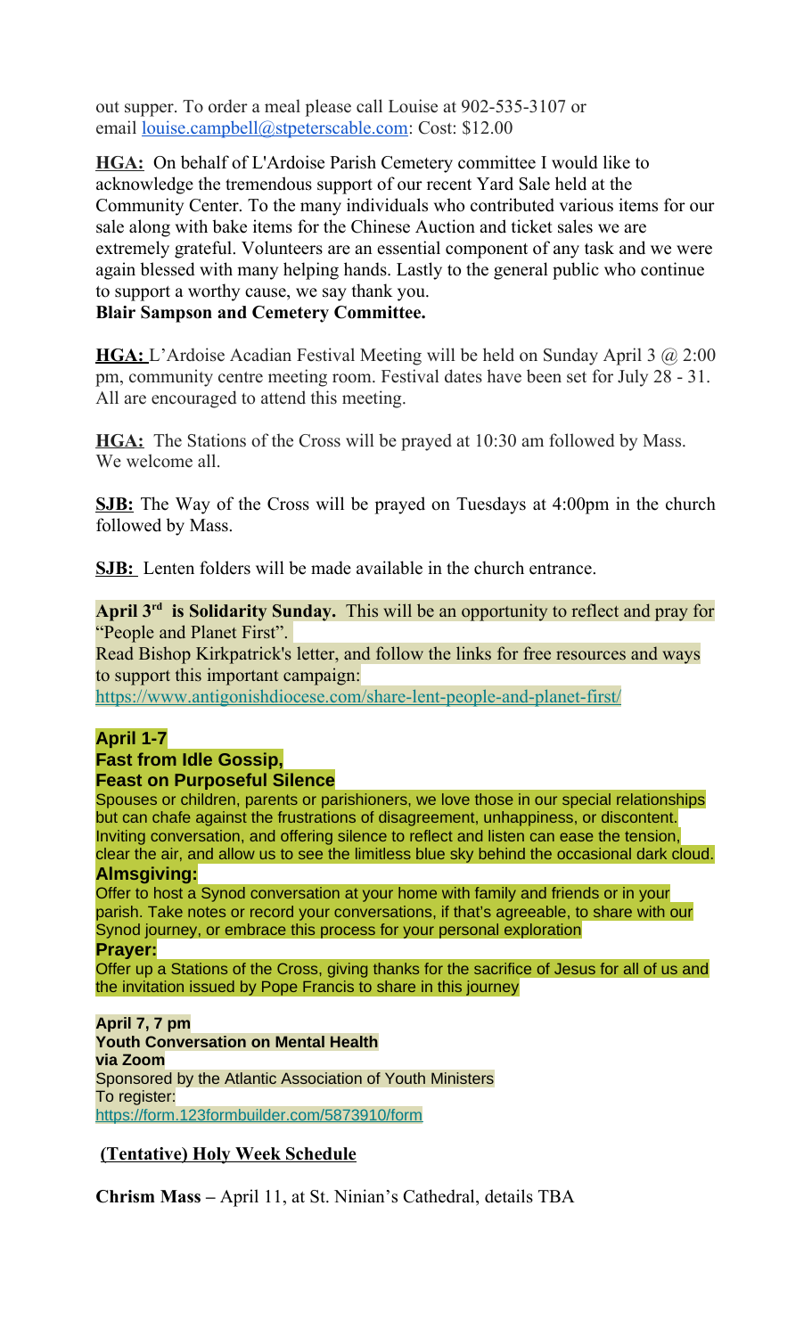out supper. To order a meal please call Louise at 902-535-3107 or email louise.campbell@stpeterscable.com: Cost: $12.00

**HGA:** On behalf of L'Ardoise Parish Cemetery committee I would like to acknowledge the tremendous support of our recent Yard Sale held at the Community Center. To the many individuals who contributed various items for our sale along with bake items for the Chinese Auction and ticket sales we are extremely grateful. Volunteers are an essential component of any task and we were again blessed with many helping hands. Lastly to the general public who continue to support a worthy cause, we say thank you.
**Blair Sampson and Cemetery Committee.**

**HGA:** L'Ardoise Acadian Festival Meeting will be held on Sunday April 3 @ 2:00 pm, community centre meeting room. Festival dates have been set for July 28 - 31. All are encouraged to attend this meeting.

**HGA:** The Stations of the Cross will be prayed at 10:30 am followed by Mass. We welcome all.

**SJB:** The Way of the Cross will be prayed on Tuesdays at 4:00pm in the church followed by Mass.

**SJB:** Lenten folders will be made available in the church entrance.

**April 3rd is Solidarity Sunday.** This will be an opportunity to reflect and pray for "People and Planet First".
Read Bishop Kirkpatrick's letter, and follow the links for free resources and ways to support this important campaign:
https://www.antigonishdiocese.com/share-lent-people-and-planet-first/

**April 1-7**
**Fast from Idle Gossip,**
**Feast on Purposeful Silence**
Spouses or children, parents or parishioners, we love those in our special relationships but can chafe against the frustrations of disagreement, unhappiness, or discontent. Inviting conversation, and offering silence to reflect and listen can ease the tension, clear the air, and allow us to see the limitless blue sky behind the occasional dark cloud.
**Almsgiving:**
Offer to host a Synod conversation at your home with family and friends or in your parish. Take notes or record your conversations, if that's agreeable, to share with our Synod journey, or embrace this process for your personal exploration
**Prayer:**
Offer up a Stations of the Cross, giving thanks for the sacrifice of Jesus for all of us and the invitation issued by Pope Francis to share in this journey

**April 7, 7 pm**
**Youth Conversation on Mental Health**
**via Zoom**
Sponsored by the Atlantic Association of Youth Ministers
To register:
https://form.123formbuilder.com/5873910/form

**(Tentative) Holy Week Schedule**

**Chrism Mass –** April 11, at St. Ninian's Cathedral, details TBA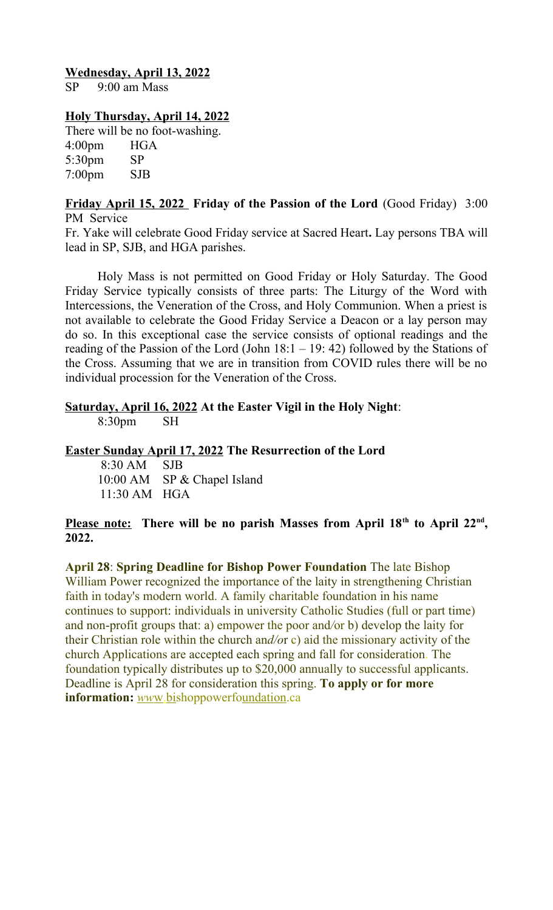**Wednesday, April 13, 2022**

SP 9:00 am Mass

**Holy Thursday, April 14, 2022**

There will be no foot-washing.

| | |
|---|---|
| 4:00pm | HGA |
| 5:30pm | SP |
| 7:00pm | SJB |

**Friday April 15, 2022 Friday of the Passion of the Lord** (Good Friday) 3:00 PM Service

Fr. Yake will celebrate Good Friday service at Sacred Heart**.** Lay persons TBA will lead in SP, SJB, and HGA parishes.

Holy Mass is not permitted on Good Friday or Holy Saturday. The Good Friday Service typically consists of three parts: The Liturgy of the Word with Intercessions, the Veneration of the Cross, and Holy Communion. When a priest is not available to celebrate the Good Friday Service a Deacon or a lay person may do so. In this exceptional case the service consists of optional readings and the reading of the Passion of the Lord (John 18:1 – 19: 42) followed by the Stations of the Cross. Assuming that we are in transition from COVID rules there will be no individual procession for the Veneration of the Cross.

**Saturday, April 16, 2022 At the Easter Vigil in the Holy Night**:

8:30pm SH

**Easter Sunday April 17, 2022 The Resurrection of the Lord**

| | |
|---|---|
| 8:30 AM | SJB |
| 10:00 AM | SP & Chapel Island |
| 11:30 AM | HGA |

**Please note: There will be no parish Masses from April 18th to April 22nd, 2022.**

**April 28**: **Spring Deadline for Bishop Power Foundation** The late Bishop William Power recognized the importance of the laity in strengthening Christian faith in today's modern world. A family charitable foundation in his name continues to support: individuals in university Catholic Studies (full or part time) and non-profit groups that: a) empower the poor and/or b) develop the laity for their Christian role within the church and/or c) aid the missionary activity of the church Applications are accepted each spring and fall for consideration. The foundation typically distributes up to $20,000 annually to successful applicants. Deadline is April 28 for consideration this spring. **To apply or for more information:** www.bishoppowerfoundation.ca